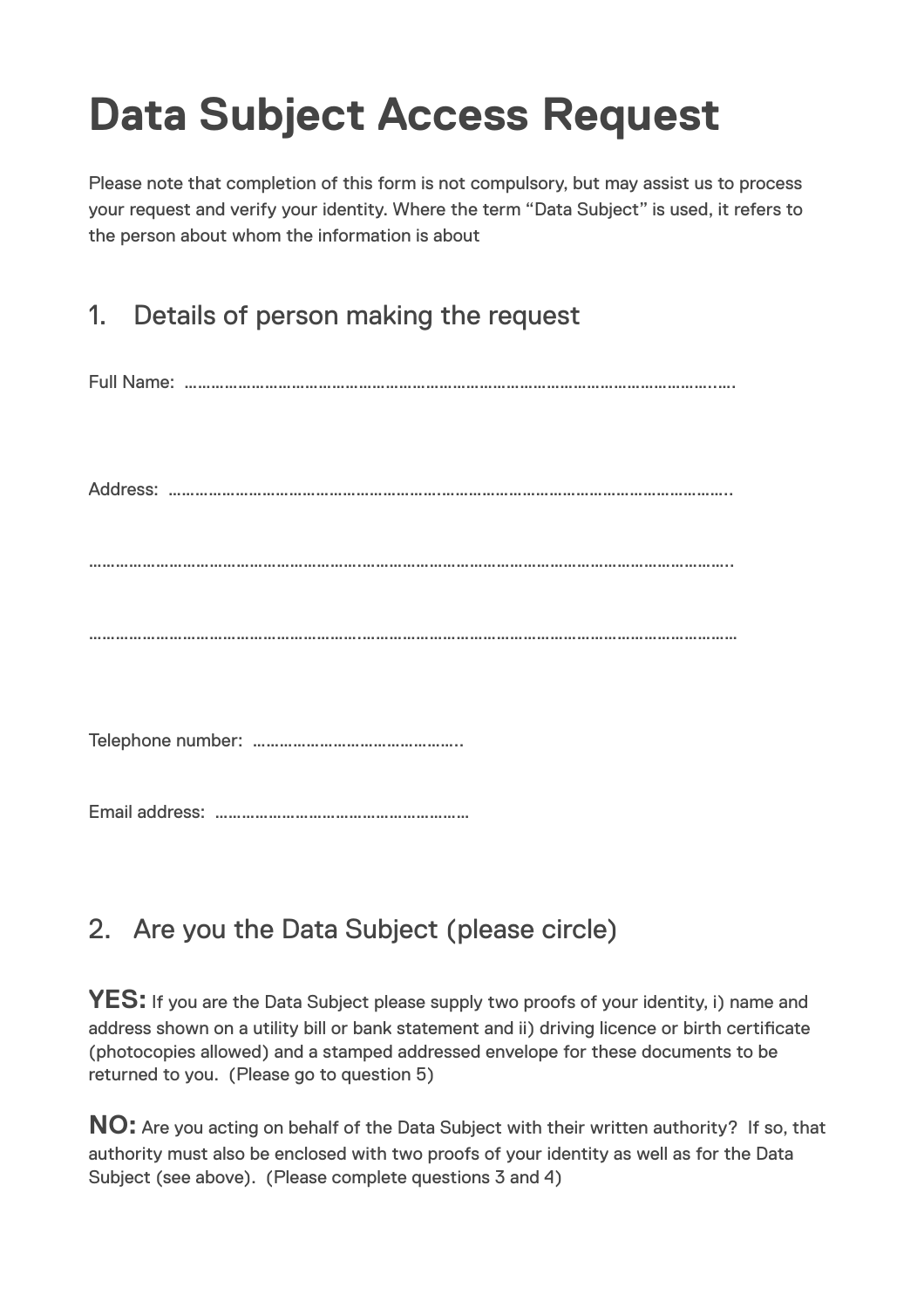# Data Subject Access Request

Please note that completion of this form is not compulsory, but may assist us to process your request and verify your identity. Where the term "Data Subject" is used, it refers to the person about whom the information is about

## 1. Details of person making the request

Full Name: …………………………………………………………………………………………………………..….

Address: ……………………………………………………………………………………………………………..

……………………………………………………………………………………………………………………….

……………………………………………………………………………………………………………………….

Telephone number: ………………………………………..

Email address: …………………………………………………

## 2. Are you the Data Subject (please circle)

**YES:** If you are the Data Subject please supply two proofs of your identity, i) name and address shown on a utility bill or bank statement and ii) driving licence or birth certificate (photocopies allowed) and a stamped addressed envelope for these documents to be returned to you. (Please go to question 5)

**NO:** Are you acting on behalf of the Data Subject with their written authority? If so, that authority must also be enclosed with two proofs of your identity as well as for the Data Subject (see above). (Please complete questions 3 and 4)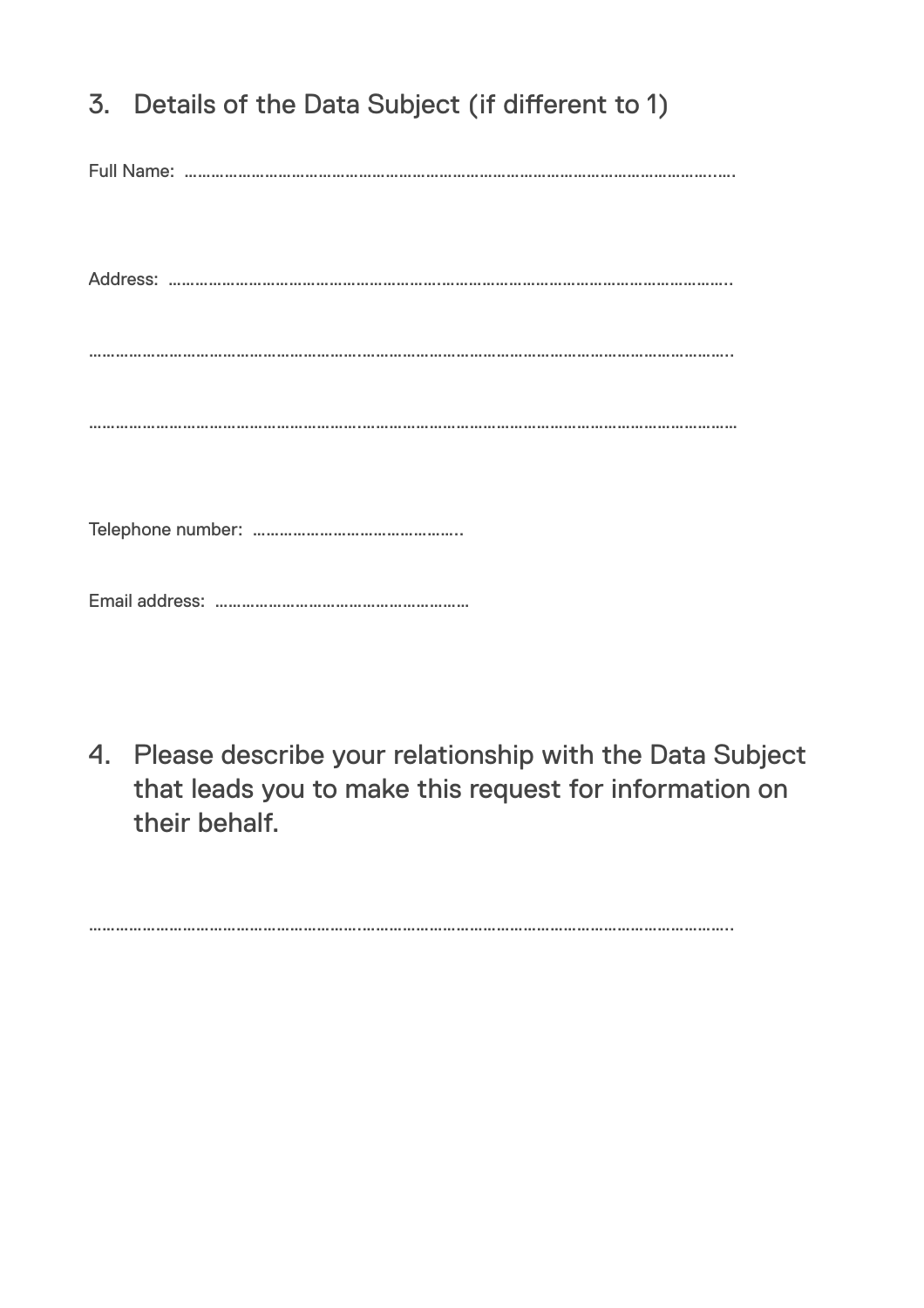## 3. Details of the Data Subject (if different to 1)

Full Name: ……………………………………………………………………………………………………..….

Address: ……………………………………………………………………………………………………………..

……………………………………………………………………………………………………………………………..

………………………………………………………………………………………………………………………………

Telephone number: ………………………………………..

Email address: …………………………………………………

## 4. Please describe your relationship with the Data Subject that leads you to make this request for information on their behalf.

……………………………………………………………………………………………………………………………..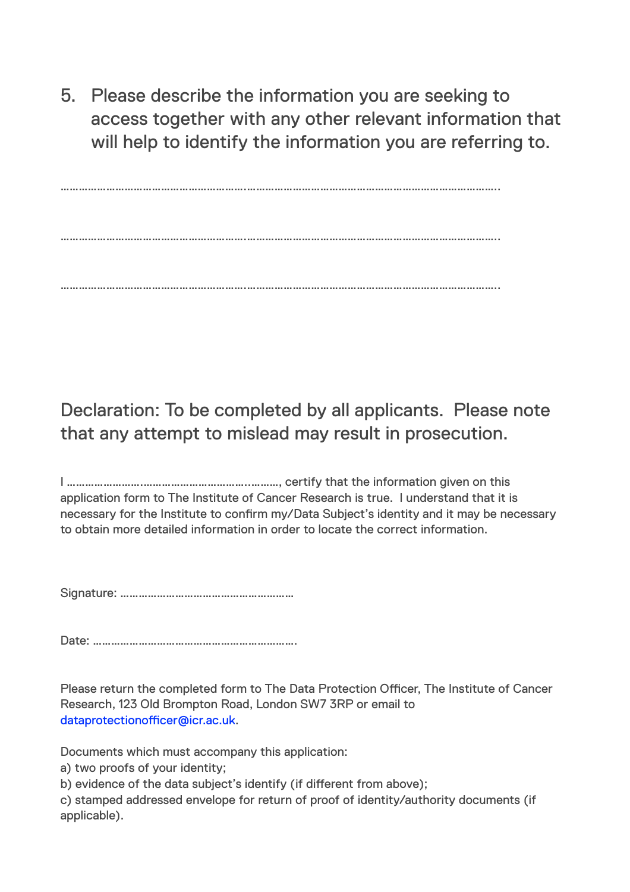5. Please describe the information you are seeking to access together with any other relevant information that will help to identify the information you are referring to.

……………………………………………………………………………………………………………………………..

……………………………………………………………………………………………………………………………..

……………………………………………………………………………………………………………………………..

## Declaration: To be completed by all applicants. Please note that any attempt to mislead may result in prosecution.

I ………………………………………………………………, certify that the information given on this application form to The Institute of Cancer Research is true. I understand that it is necessary for the Institute to confirm my/Data Subject's identity and it may be necessary to obtain more detailed information in order to locate the correct information.

Signature: …………………………………………………

Date: ………………………………………………………….

Please return the completed form to The Data Protection Officer, The Institute of Cancer Research, 123 Old Brompton Road, London SW7 3RP or email to dataprotectionofficer@icr.ac.uk.

Documents which must accompany this application:
a) two proofs of your identity;
b) evidence of the data subject's identify (if different from above);
c) stamped addressed envelope for return of proof of identity/authority documents (if applicable).